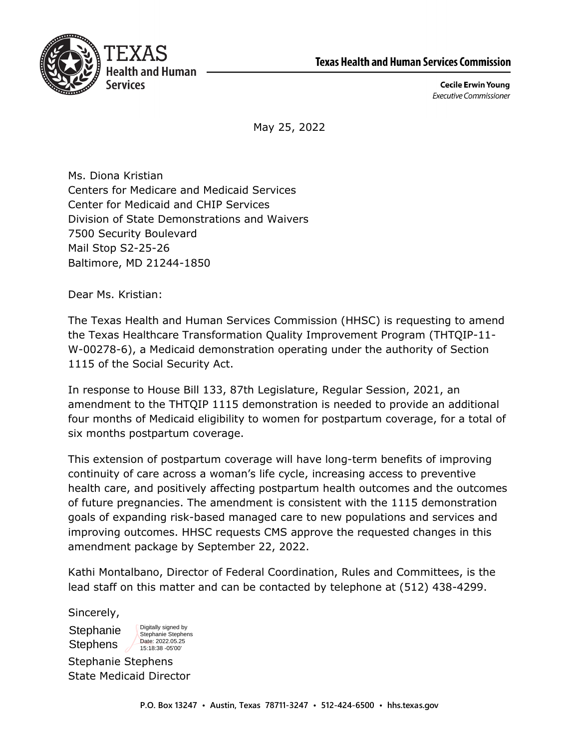TEXAS
Health and Human
Services

**Texas Health and Human Services Commission**

**Cecile Erwin Young**
*Executive Commissioner*

May 25, 2022

Ms. Diona Kristian
Centers for Medicare and Medicaid Services
Center for Medicaid and CHIP Services
Division of State Demonstrations and Waivers
7500 Security Boulevard
Mail Stop S2-25-26
Baltimore, MD 21244-1850

Dear Ms. Kristian:

The Texas Health and Human Services Commission (HHSC) is requesting to amend the Texas Healthcare Transformation Quality Improvement Program (THTQIP-11-W-00278-6), a Medicaid demonstration operating under the authority of Section 1115 of the Social Security Act.

In response to House Bill 133, 87th Legislature, Regular Session, 2021, an amendment to the THTQIP 1115 demonstration is needed to provide an additional four months of Medicaid eligibility to women for postpartum coverage, for a total of six months postpartum coverage.

This extension of postpartum coverage will have long-term benefits of improving continuity of care across a woman's life cycle, increasing access to preventive health care, and positively affecting postpartum health outcomes and the outcomes of future pregnancies. The amendment is consistent with the 1115 demonstration goals of expanding risk-based managed care to new populations and services and improving outcomes. HHSC requests CMS approve the requested changes in this amendment package by September 22, 2022.

Kathi Montalbano, Director of Federal Coordination, Rules and Committees, is the lead staff on this matter and can be contacted by telephone at (512) 438-4299.

Sincerely,

Stephanie Stephens
Digitally signed by Stephanie Stephens
Date: 2022.05.25 15:18:38 -05'00'

Stephanie Stephens
State Medicaid Director

P.O. Box 13247 • Austin, Texas 78711-3247 • 512-424-6500 • hhs.texas.gov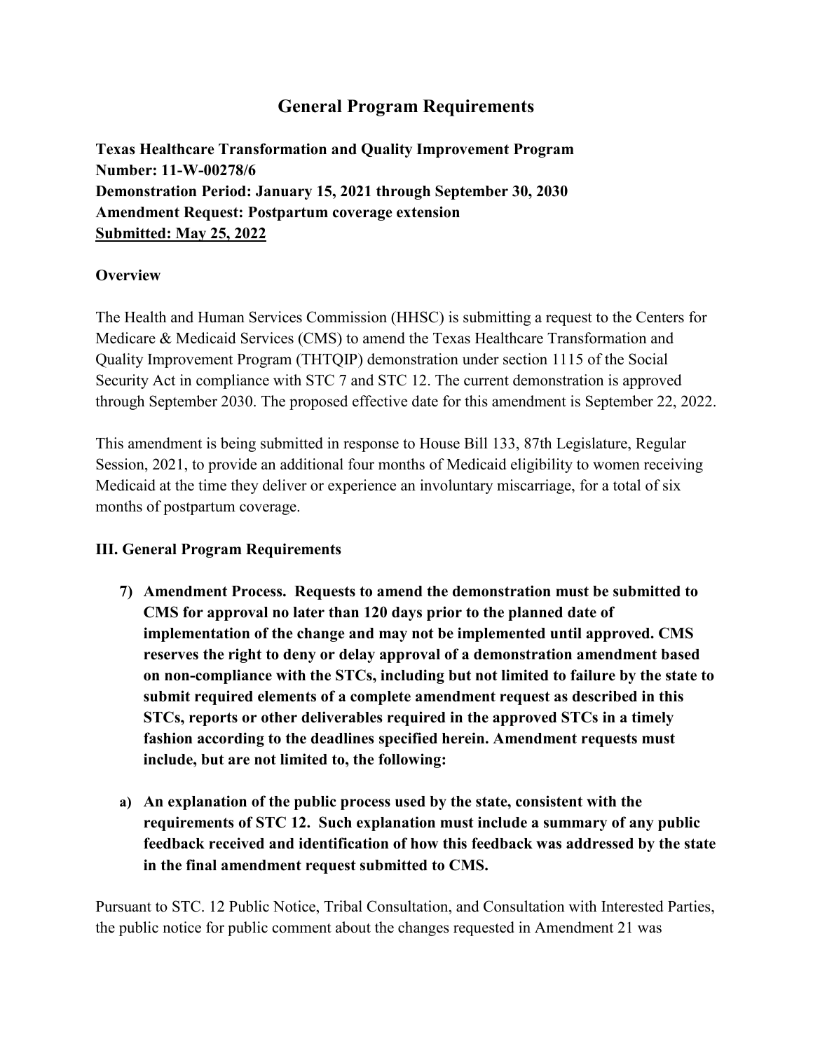# General Program Requirements

**Texas Healthcare Transformation and Quality Improvement Program**
**Number: 11-W-00278/6**
**Demonstration Period: January 15, 2021 through September 30, 2030**
**Amendment Request: Postpartum coverage extension**
**Submitted: May 25, 2022**

### Overview

The Health and Human Services Commission (HHSC) is submitting a request to the Centers for Medicare & Medicaid Services (CMS) to amend the Texas Healthcare Transformation and Quality Improvement Program (THTQIP) demonstration under section 1115 of the Social Security Act in compliance with STC 7 and STC 12. The current demonstration is approved through September 2030. The proposed effective date for this amendment is September 22, 2022.

This amendment is being submitted in response to House Bill 133, 87th Legislature, Regular Session, 2021, to provide an additional four months of Medicaid eligibility to women receiving Medicaid at the time they deliver or experience an involuntary miscarriage, for a total of six months of postpartum coverage.

### III. General Program Requirements

7) **Amendment Process. Requests to amend the demonstration must be submitted to CMS for approval no later than 120 days prior to the planned date of implementation of the change and may not be implemented until approved. CMS reserves the right to deny or delay approval of a demonstration amendment based on non-compliance with the STCs, including but not limited to failure by the state to submit required elements of a complete amendment request as described in this STCs, reports or other deliverables required in the approved STCs in a timely fashion according to the deadlines specified herein. Amendment requests must include, but are not limited to, the following:**

a) **An explanation of the public process used by the state, consistent with the requirements of STC 12. Such explanation must include a summary of any public feedback received and identification of how this feedback was addressed by the state in the final amendment request submitted to CMS.**

Pursuant to STC. 12 Public Notice, Tribal Consultation, and Consultation with Interested Parties, the public notice for public comment about the changes requested in Amendment 21 was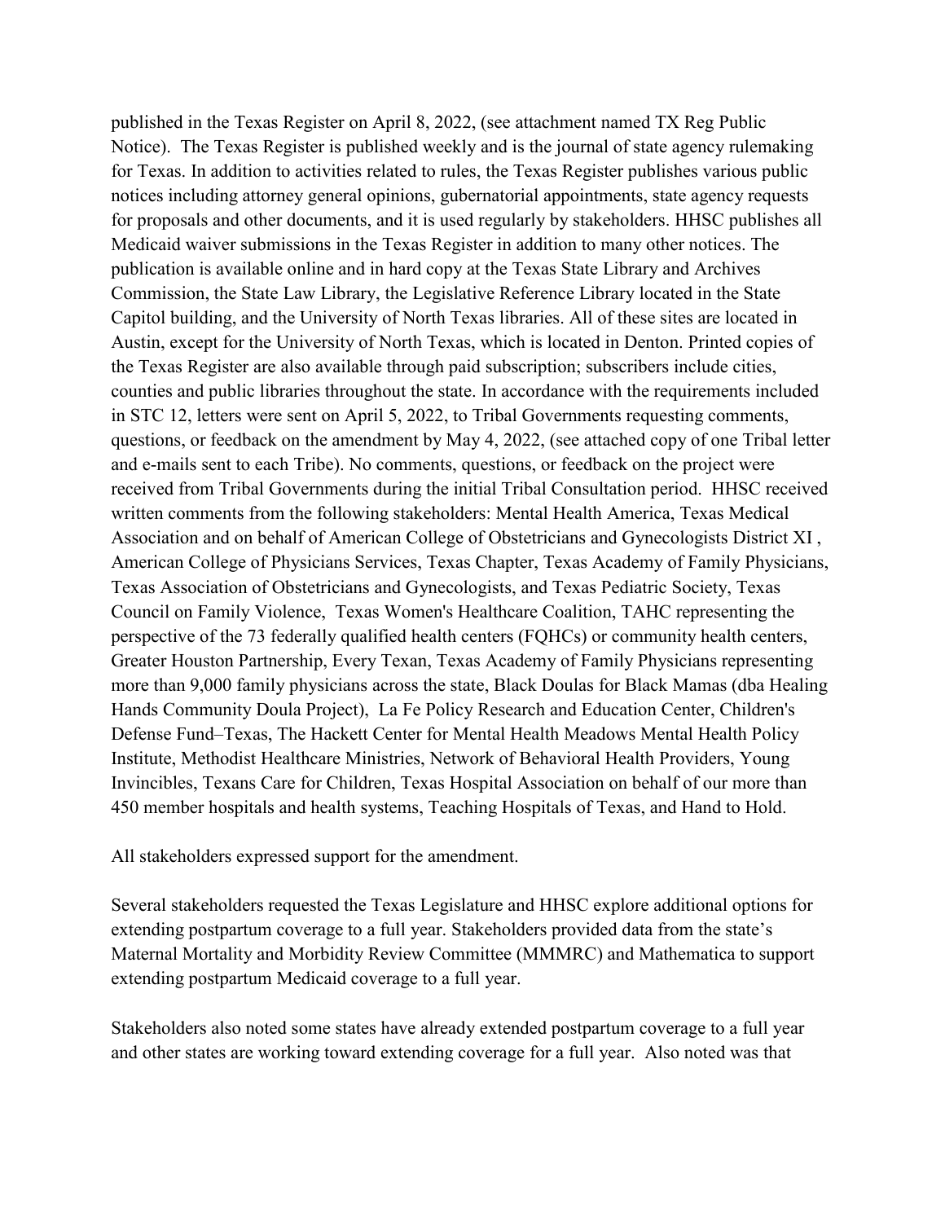published in the Texas Register on April 8, 2022, (see attachment named TX Reg Public Notice). The Texas Register is published weekly and is the journal of state agency rulemaking for Texas. In addition to activities related to rules, the Texas Register publishes various public notices including attorney general opinions, gubernatorial appointments, state agency requests for proposals and other documents, and it is used regularly by stakeholders. HHSC publishes all Medicaid waiver submissions in the Texas Register in addition to many other notices. The publication is available online and in hard copy at the Texas State Library and Archives Commission, the State Law Library, the Legislative Reference Library located in the State Capitol building, and the University of North Texas libraries. All of these sites are located in Austin, except for the University of North Texas, which is located in Denton. Printed copies of the Texas Register are also available through paid subscription; subscribers include cities, counties and public libraries throughout the state. In accordance with the requirements included in STC 12, letters were sent on April 5, 2022, to Tribal Governments requesting comments, questions, or feedback on the amendment by May 4, 2022, (see attached copy of one Tribal letter and e-mails sent to each Tribe). No comments, questions, or feedback on the project were received from Tribal Governments during the initial Tribal Consultation period. HHSC received written comments from the following stakeholders: Mental Health America, Texas Medical Association and on behalf of American College of Obstetricians and Gynecologists District XI , American College of Physicians Services, Texas Chapter, Texas Academy of Family Physicians, Texas Association of Obstetricians and Gynecologists, and Texas Pediatric Society, Texas Council on Family Violence, Texas Women's Healthcare Coalition, TAHC representing the perspective of the 73 federally qualified health centers (FQHCs) or community health centers, Greater Houston Partnership, Every Texan, Texas Academy of Family Physicians representing more than 9,000 family physicians across the state, Black Doulas for Black Mamas (dba Healing Hands Community Doula Project), La Fe Policy Research and Education Center, Children's Defense Fund–Texas, The Hackett Center for Mental Health Meadows Mental Health Policy Institute, Methodist Healthcare Ministries, Network of Behavioral Health Providers, Young Invincibles, Texans Care for Children, Texas Hospital Association on behalf of our more than 450 member hospitals and health systems, Teaching Hospitals of Texas, and Hand to Hold.

All stakeholders expressed support for the amendment.

Several stakeholders requested the Texas Legislature and HHSC explore additional options for extending postpartum coverage to a full year. Stakeholders provided data from the state's Maternal Mortality and Morbidity Review Committee (MMMRC) and Mathematica to support extending postpartum Medicaid coverage to a full year.

Stakeholders also noted some states have already extended postpartum coverage to a full year and other states are working toward extending coverage for a full year. Also noted was that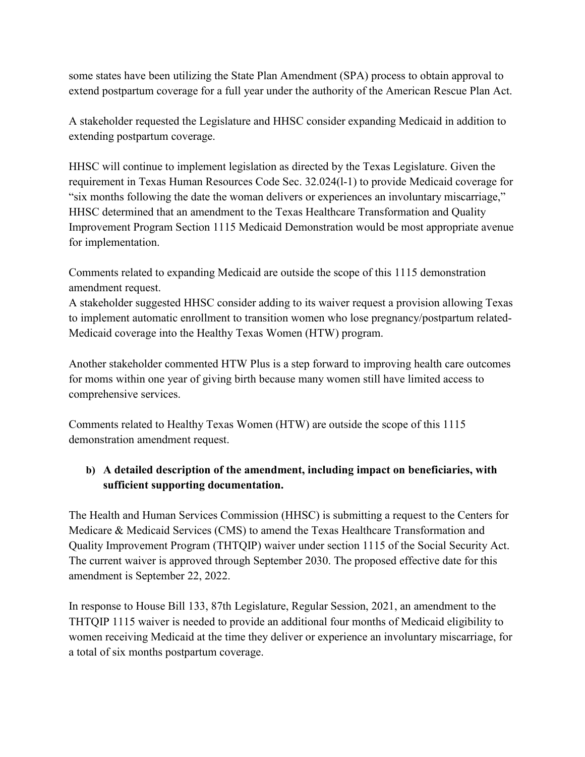some states have been utilizing the State Plan Amendment (SPA) process to obtain approval to extend postpartum coverage for a full year under the authority of the American Rescue Plan Act.

A stakeholder requested the Legislature and HHSC consider expanding Medicaid in addition to extending postpartum coverage.

HHSC will continue to implement legislation as directed by the Texas Legislature. Given the requirement in Texas Human Resources Code Sec. 32.024(l-1) to provide Medicaid coverage for "six months following the date the woman delivers or experiences an involuntary miscarriage," HHSC determined that an amendment to the Texas Healthcare Transformation and Quality Improvement Program Section 1115 Medicaid Demonstration would be most appropriate avenue for implementation.

Comments related to expanding Medicaid are outside the scope of this 1115 demonstration amendment request.

A stakeholder suggested HHSC consider adding to its waiver request a provision allowing Texas to implement automatic enrollment to transition women who lose pregnancy/postpartum related-Medicaid coverage into the Healthy Texas Women (HTW) program.

Another stakeholder commented HTW Plus is a step forward to improving health care outcomes for moms within one year of giving birth because many women still have limited access to comprehensive services.

Comments related to Healthy Texas Women (HTW) are outside the scope of this 1115 demonstration amendment request.

**b) A detailed description of the amendment, including impact on beneficiaries, with sufficient supporting documentation.**

The Health and Human Services Commission (HHSC) is submitting a request to the Centers for Medicare & Medicaid Services (CMS) to amend the Texas Healthcare Transformation and Quality Improvement Program (THTQIP) waiver under section 1115 of the Social Security Act. The current waiver is approved through September 2030. The proposed effective date for this amendment is September 22, 2022.

In response to House Bill 133, 87th Legislature, Regular Session, 2021, an amendment to the THTQIP 1115 waiver is needed to provide an additional four months of Medicaid eligibility to women receiving Medicaid at the time they deliver or experience an involuntary miscarriage, for a total of six months postpartum coverage.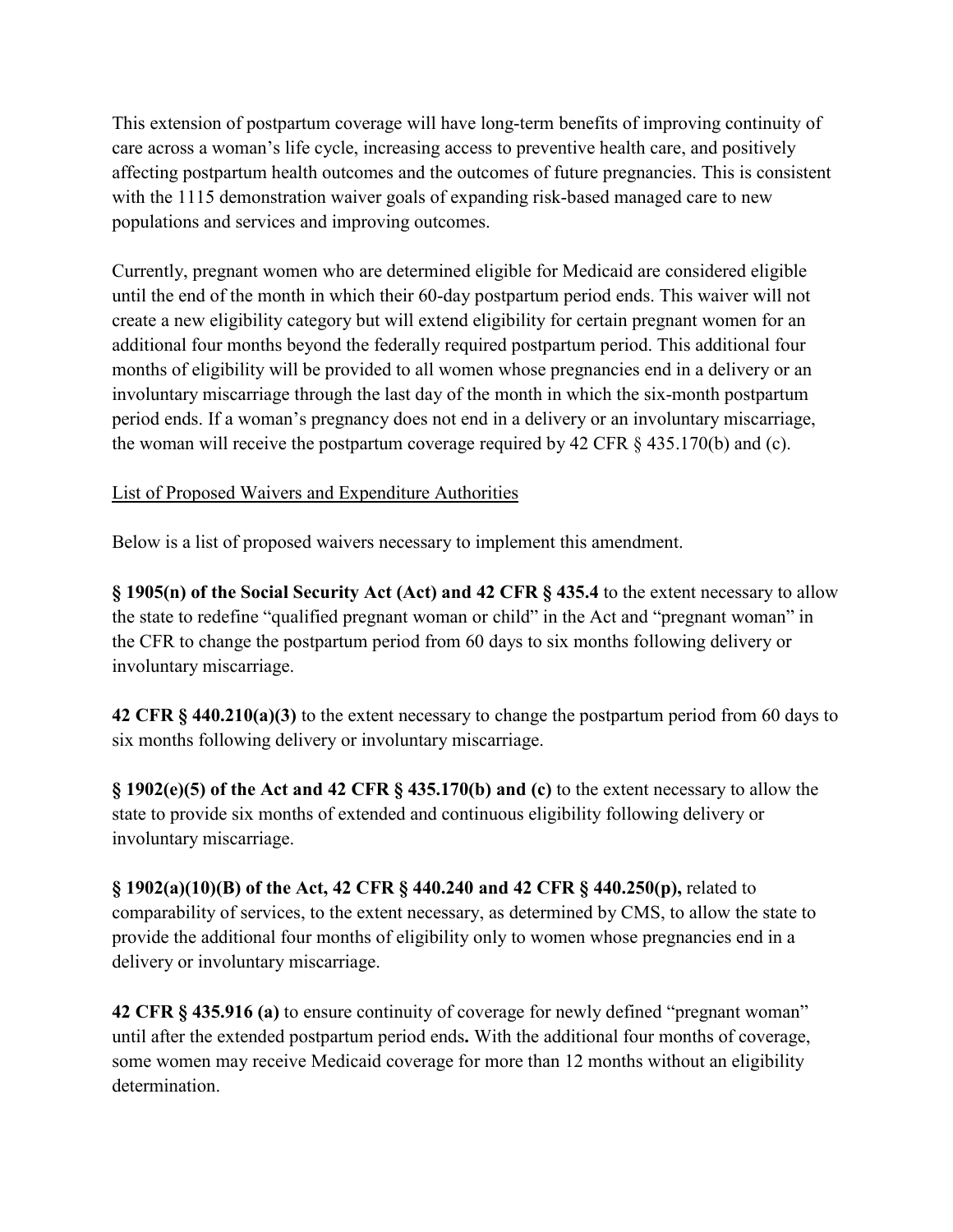This extension of postpartum coverage will have long-term benefits of improving continuity of care across a woman's life cycle, increasing access to preventive health care, and positively affecting postpartum health outcomes and the outcomes of future pregnancies. This is consistent with the 1115 demonstration waiver goals of expanding risk-based managed care to new populations and services and improving outcomes.

Currently, pregnant women who are determined eligible for Medicaid are considered eligible until the end of the month in which their 60-day postpartum period ends. This waiver will not create a new eligibility category but will extend eligibility for certain pregnant women for an additional four months beyond the federally required postpartum period. This additional four months of eligibility will be provided to all women whose pregnancies end in a delivery or an involuntary miscarriage through the last day of the month in which the six-month postpartum period ends. If a woman's pregnancy does not end in a delivery or an involuntary miscarriage, the woman will receive the postpartum coverage required by 42 CFR § 435.170(b) and (c).

<u>List of Proposed Waivers and Expenditure Authorities</u>

Below is a list of proposed waivers necessary to implement this amendment.

**§ 1905(n) of the Social Security Act (Act) and 42 CFR § 435.4** to the extent necessary to allow the state to redefine "qualified pregnant woman or child" in the Act and "pregnant woman" in the CFR to change the postpartum period from 60 days to six months following delivery or involuntary miscarriage.

**42 CFR § 440.210(a)(3)** to the extent necessary to change the postpartum period from 60 days to six months following delivery or involuntary miscarriage.

**§ 1902(e)(5) of the Act and 42 CFR § 435.170(b) and (c)** to the extent necessary to allow the state to provide six months of extended and continuous eligibility following delivery or involuntary miscarriage.

**§ 1902(a)(10)(B) of the Act, 42 CFR § 440.240 and 42 CFR § 440.250(p),** related to comparability of services, to the extent necessary, as determined by CMS, to allow the state to provide the additional four months of eligibility only to women whose pregnancies end in a delivery or involuntary miscarriage.

**42 CFR § 435.916 (a)** to ensure continuity of coverage for newly defined "pregnant woman" until after the extended postpartum period ends**.** With the additional four months of coverage, some women may receive Medicaid coverage for more than 12 months without an eligibility determination.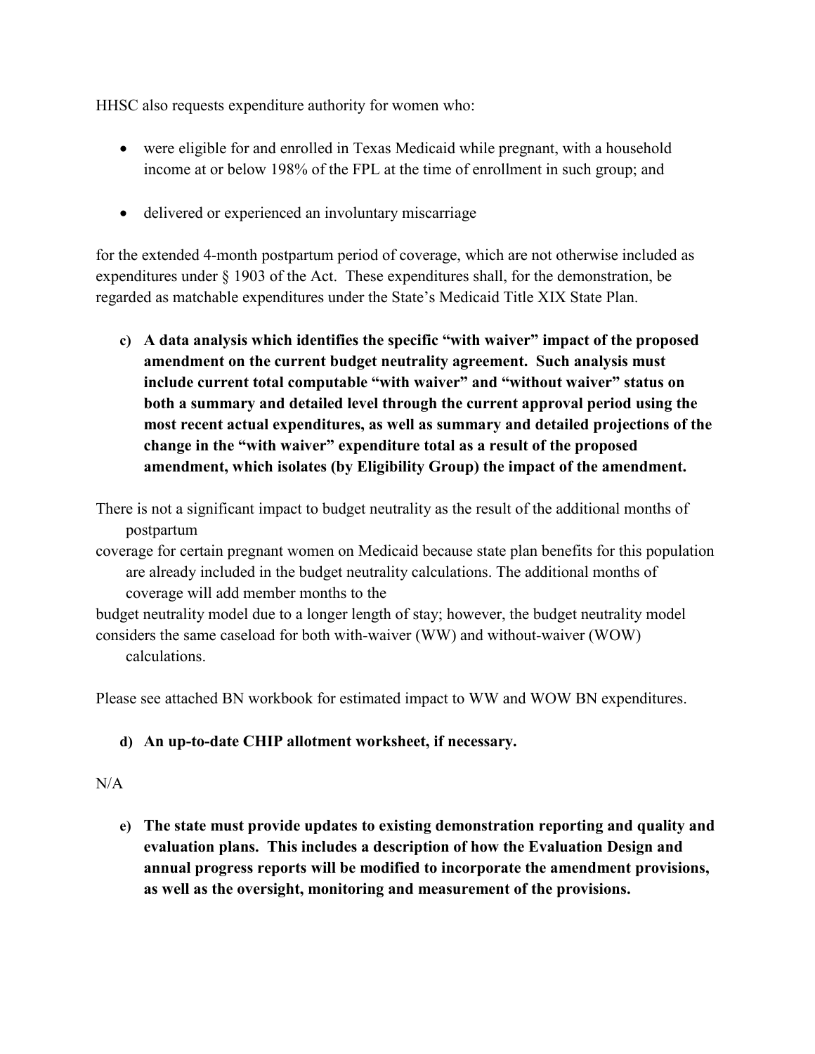HHSC also requests expenditure authority for women who:

- were eligible for and enrolled in Texas Medicaid while pregnant, with a household income at or below 198% of the FPL at the time of enrollment in such group; and
- delivered or experienced an involuntary miscarriage

for the extended 4-month postpartum period of coverage, which are not otherwise included as expenditures under § 1903 of the Act. These expenditures shall, for the demonstration, be regarded as matchable expenditures under the State's Medicaid Title XIX State Plan.

**c) A data analysis which identifies the specific "with waiver" impact of the proposed amendment on the current budget neutrality agreement. Such analysis must include current total computable "with waiver" and "without waiver" status on both a summary and detailed level through the current approval period using the most recent actual expenditures, as well as summary and detailed projections of the change in the "with waiver" expenditure total as a result of the proposed amendment, which isolates (by Eligibility Group) the impact of the amendment.**

There is not a significant impact to budget neutrality as the result of the additional months of postpartum coverage for certain pregnant women on Medicaid because state plan benefits for this population are already included in the budget neutrality calculations. The additional months of coverage will add member months to the budget neutrality model due to a longer length of stay; however, the budget neutrality model considers the same caseload for both with-waiver (WW) and without-waiver (WOW) calculations.

Please see attached BN workbook for estimated impact to WW and WOW BN expenditures.

**d) An up-to-date CHIP allotment worksheet, if necessary.**

N/A

**e) The state must provide updates to existing demonstration reporting and quality and evaluation plans. This includes a description of how the Evaluation Design and annual progress reports will be modified to incorporate the amendment provisions, as well as the oversight, monitoring and measurement of the provisions.**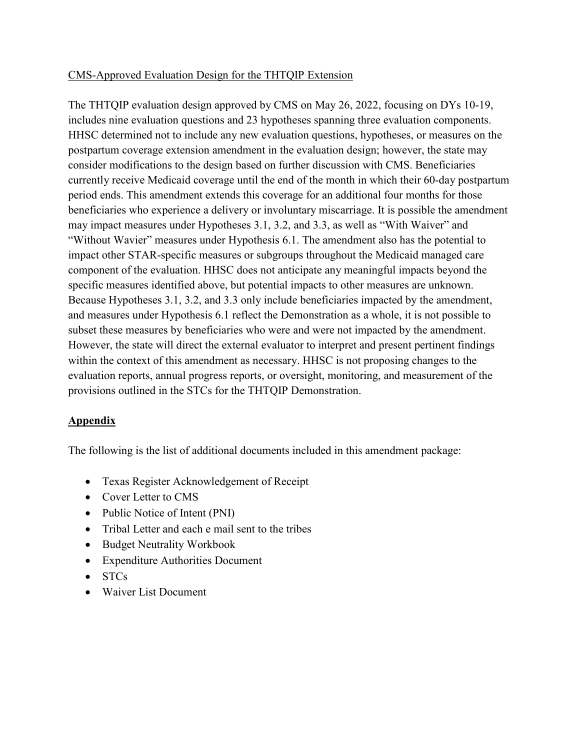CMS-Approved Evaluation Design for the THTQIP Extension

The THTQIP evaluation design approved by CMS on May 26, 2022, focusing on DYs 10-19, includes nine evaluation questions and 23 hypotheses spanning three evaluation components. HHSC determined not to include any new evaluation questions, hypotheses, or measures on the postpartum coverage extension amendment in the evaluation design; however, the state may consider modifications to the design based on further discussion with CMS. Beneficiaries currently receive Medicaid coverage until the end of the month in which their 60-day postpartum period ends. This amendment extends this coverage for an additional four months for those beneficiaries who experience a delivery or involuntary miscarriage. It is possible the amendment may impact measures under Hypotheses 3.1, 3.2, and 3.3, as well as "With Waiver" and "Without Wavier" measures under Hypothesis 6.1. The amendment also has the potential to impact other STAR-specific measures or subgroups throughout the Medicaid managed care component of the evaluation. HHSC does not anticipate any meaningful impacts beyond the specific measures identified above, but potential impacts to other measures are unknown. Because Hypotheses 3.1, 3.2, and 3.3 only include beneficiaries impacted by the amendment, and measures under Hypothesis 6.1 reflect the Demonstration as a whole, it is not possible to subset these measures by beneficiaries who were and were not impacted by the amendment. However, the state will direct the external evaluator to interpret and present pertinent findings within the context of this amendment as necessary. HHSC is not proposing changes to the evaluation reports, annual progress reports, or oversight, monitoring, and measurement of the provisions outlined in the STCs for the THTQIP Demonstration.

## Appendix

The following is the list of additional documents included in this amendment package:

- Texas Register Acknowledgement of Receipt
- Cover Letter to CMS
- Public Notice of Intent (PNI)
- Tribal Letter and each e mail sent to the tribes
- Budget Neutrality Workbook
- Expenditure Authorities Document
- STCs
- Waiver List Document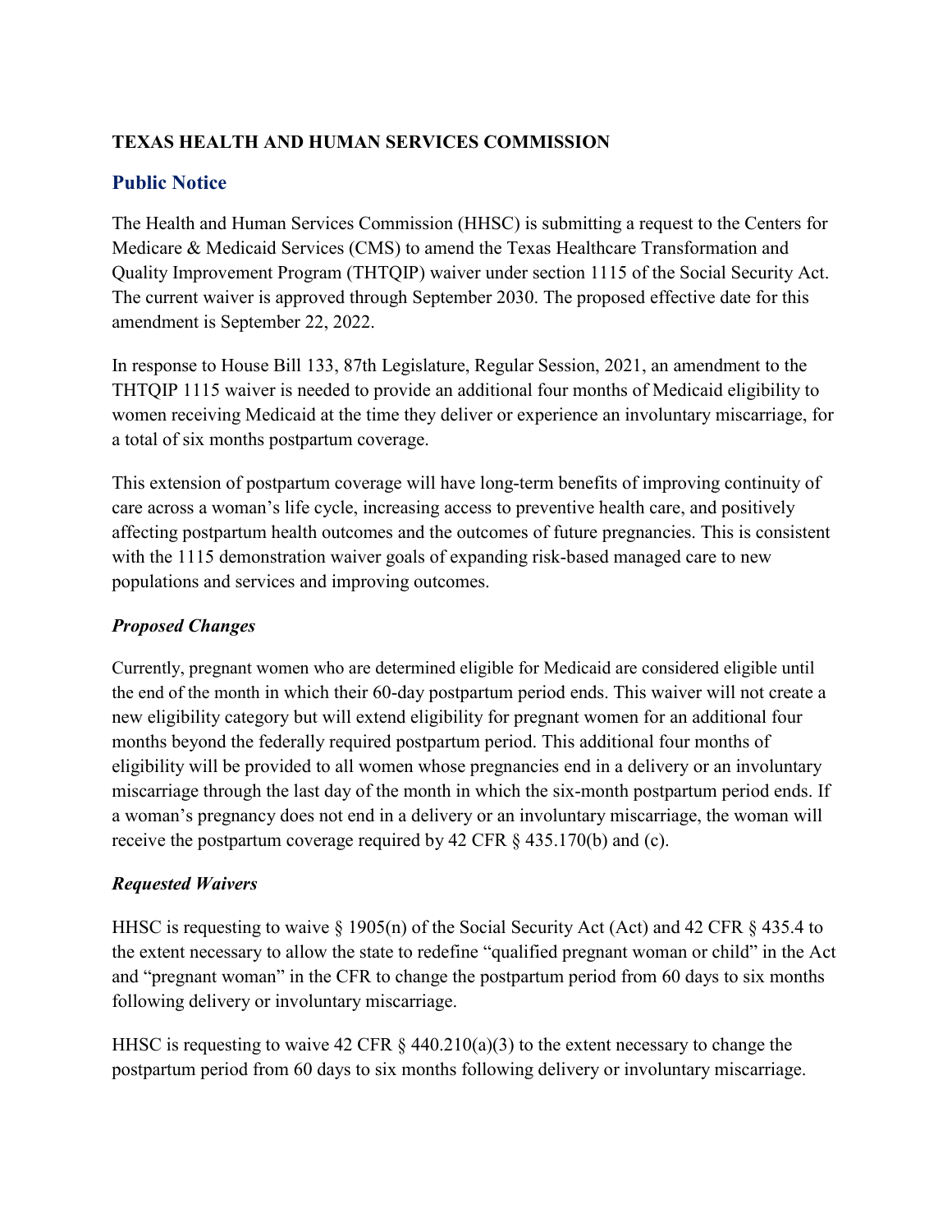**TEXAS HEALTH AND HUMAN SERVICES COMMISSION**

## Public Notice

The Health and Human Services Commission (HHSC) is submitting a request to the Centers for Medicare & Medicaid Services (CMS) to amend the Texas Healthcare Transformation and Quality Improvement Program (THTQIP) waiver under section 1115 of the Social Security Act. The current waiver is approved through September 2030. The proposed effective date for this amendment is September 22, 2022.

In response to House Bill 133, 87th Legislature, Regular Session, 2021, an amendment to the THTQIP 1115 waiver is needed to provide an additional four months of Medicaid eligibility to women receiving Medicaid at the time they deliver or experience an involuntary miscarriage, for a total of six months postpartum coverage.

This extension of postpartum coverage will have long-term benefits of improving continuity of care across a woman's life cycle, increasing access to preventive health care, and positively affecting postpartum health outcomes and the outcomes of future pregnancies. This is consistent with the 1115 demonstration waiver goals of expanding risk-based managed care to new populations and services and improving outcomes.

### *Proposed Changes*

Currently, pregnant women who are determined eligible for Medicaid are considered eligible until the end of the month in which their 60-day postpartum period ends. This waiver will not create a new eligibility category but will extend eligibility for pregnant women for an additional four months beyond the federally required postpartum period. This additional four months of eligibility will be provided to all women whose pregnancies end in a delivery or an involuntary miscarriage through the last day of the month in which the six-month postpartum period ends. If a woman's pregnancy does not end in a delivery or an involuntary miscarriage, the woman will receive the postpartum coverage required by 42 CFR § 435.170(b) and (c).

### *Requested Waivers*

HHSC is requesting to waive § 1905(n) of the Social Security Act (Act) and 42 CFR § 435.4 to the extent necessary to allow the state to redefine "qualified pregnant woman or child" in the Act and "pregnant woman" in the CFR to change the postpartum period from 60 days to six months following delivery or involuntary miscarriage.

HHSC is requesting to waive 42 CFR § 440.210(a)(3) to the extent necessary to change the postpartum period from 60 days to six months following delivery or involuntary miscarriage.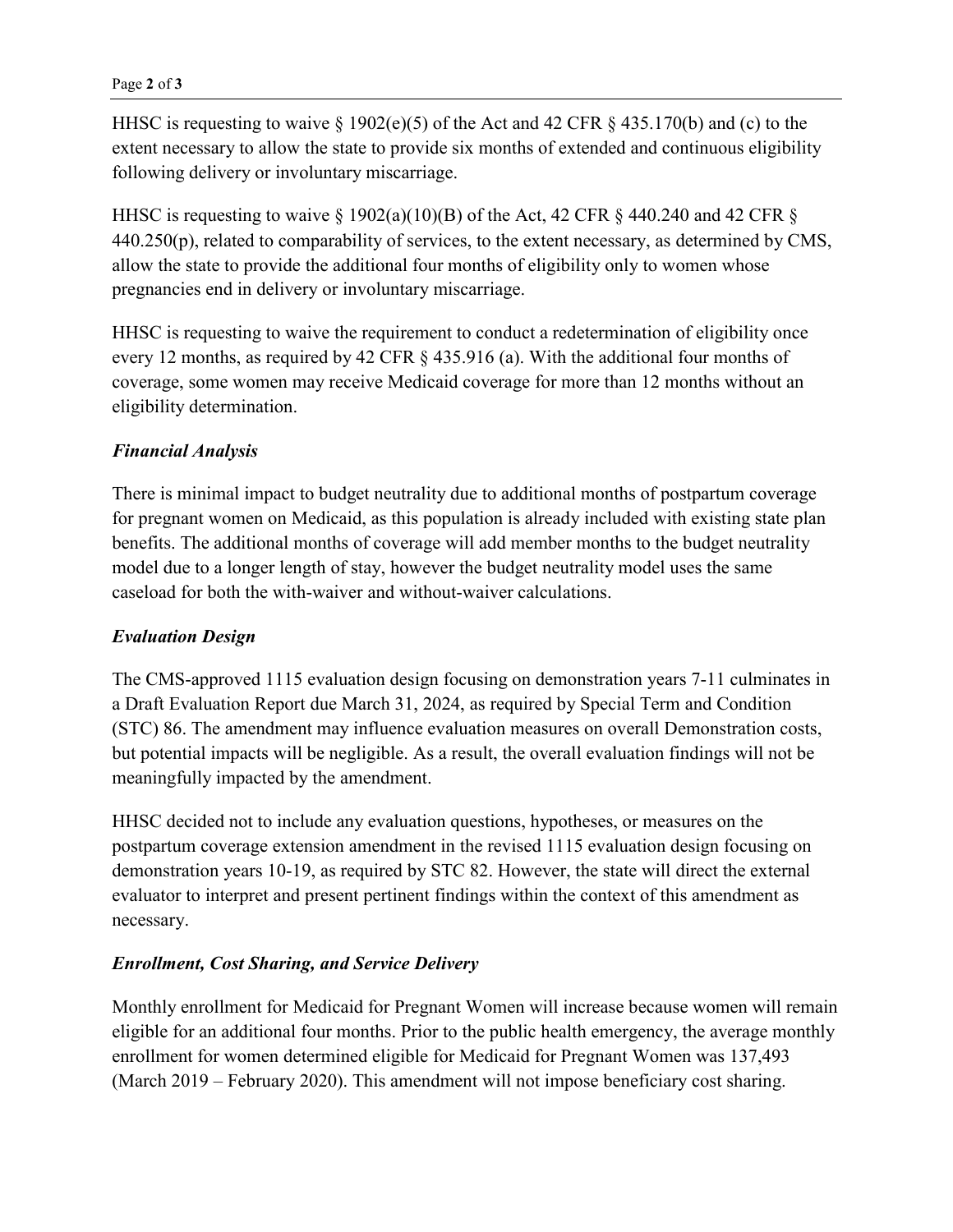HHSC is requesting to waive § 1902(e)(5) of the Act and 42 CFR § 435.170(b) and (c) to the extent necessary to allow the state to provide six months of extended and continuous eligibility following delivery or involuntary miscarriage.

HHSC is requesting to waive § 1902(a)(10)(B) of the Act, 42 CFR § 440.240 and 42 CFR § 440.250(p), related to comparability of services, to the extent necessary, as determined by CMS, allow the state to provide the additional four months of eligibility only to women whose pregnancies end in delivery or involuntary miscarriage.

HHSC is requesting to waive the requirement to conduct a redetermination of eligibility once every 12 months, as required by 42 CFR § 435.916 (a). With the additional four months of coverage, some women may receive Medicaid coverage for more than 12 months without an eligibility determination.

### *Financial Analysis*

There is minimal impact to budget neutrality due to additional months of postpartum coverage for pregnant women on Medicaid, as this population is already included with existing state plan benefits. The additional months of coverage will add member months to the budget neutrality model due to a longer length of stay, however the budget neutrality model uses the same caseload for both the with-waiver and without-waiver calculations.

### *Evaluation Design*

The CMS-approved 1115 evaluation design focusing on demonstration years 7-11 culminates in a Draft Evaluation Report due March 31, 2024, as required by Special Term and Condition (STC) 86. The amendment may influence evaluation measures on overall Demonstration costs, but potential impacts will be negligible. As a result, the overall evaluation findings will not be meaningfully impacted by the amendment.

HHSC decided not to include any evaluation questions, hypotheses, or measures on the postpartum coverage extension amendment in the revised 1115 evaluation design focusing on demonstration years 10-19, as required by STC 82. However, the state will direct the external evaluator to interpret and present pertinent findings within the context of this amendment as necessary.

### *Enrollment, Cost Sharing, and Service Delivery*

Monthly enrollment for Medicaid for Pregnant Women will increase because women will remain eligible for an additional four months. Prior to the public health emergency, the average monthly enrollment for women determined eligible for Medicaid for Pregnant Women was 137,493 (March 2019 – February 2020). This amendment will not impose beneficiary cost sharing.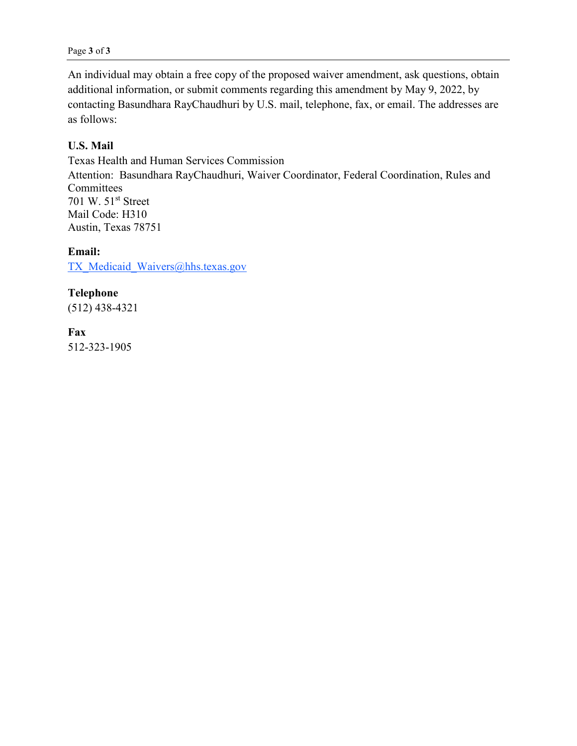An individual may obtain a free copy of the proposed waiver amendment, ask questions, obtain additional information, or submit comments regarding this amendment by May 9, 2022, by contacting Basundhara RayChaudhuri by U.S. mail, telephone, fax, or email. The addresses are as follows:

**U.S. Mail**
Texas Health and Human Services Commission
Attention: Basundhara RayChaudhuri, Waiver Coordinator, Federal Coordination, Rules and Committees
701 W. 51st Street
Mail Code: H310
Austin, Texas 78751

**Email:**
TX_Medicaid_Waivers@hhs.texas.gov

**Telephone**
(512) 438-4321

**Fax**
512-323-1905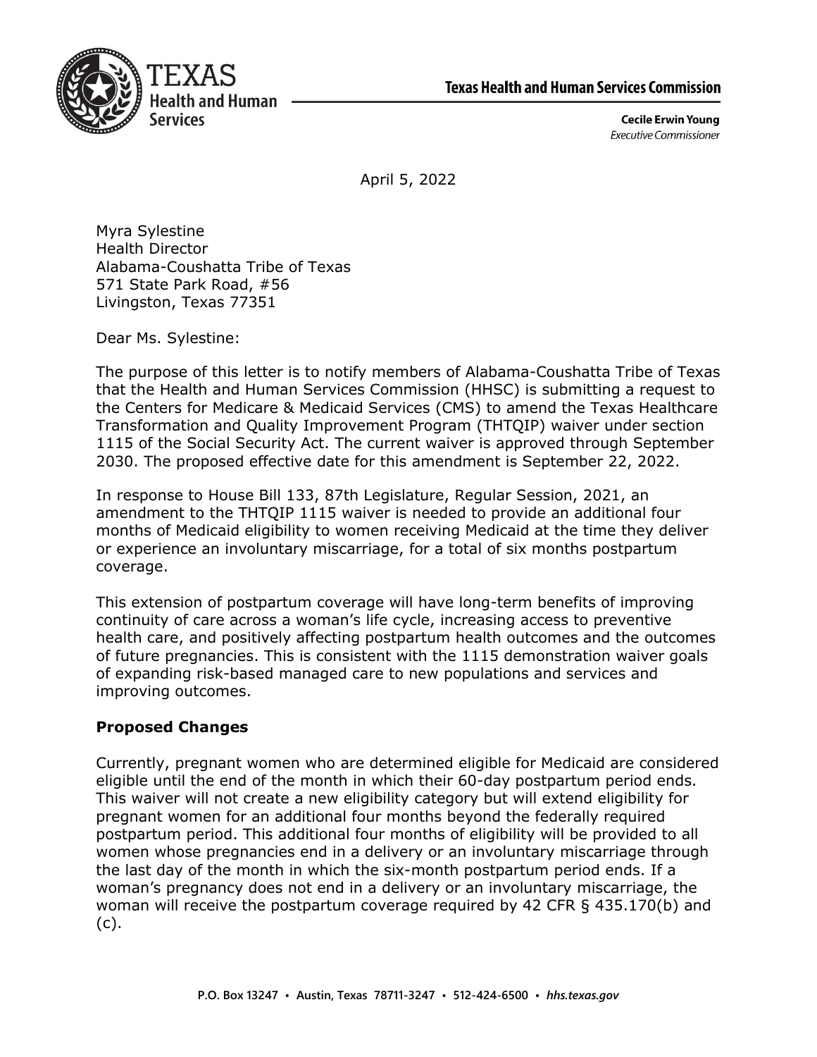Texas Health and Human Services Commission

**Cecile Erwin Young**
*Executive Commissioner*

April 5, 2022

Myra Sylestine
Health Director
Alabama-Coushatta Tribe of Texas
571 State Park Road, #56
Livingston, Texas 77351

Dear Ms. Sylestine:

The purpose of this letter is to notify members of Alabama-Coushatta Tribe of Texas that the Health and Human Services Commission (HHSC) is submitting a request to the Centers for Medicare & Medicaid Services (CMS) to amend the Texas Healthcare Transformation and Quality Improvement Program (THTQIP) waiver under section 1115 of the Social Security Act. The current waiver is approved through September 2030. The proposed effective date for this amendment is September 22, 2022.

In response to House Bill 133, 87th Legislature, Regular Session, 2021, an amendment to the THTQIP 1115 waiver is needed to provide an additional four months of Medicaid eligibility to women receiving Medicaid at the time they deliver or experience an involuntary miscarriage, for a total of six months postpartum coverage.

This extension of postpartum coverage will have long-term benefits of improving continuity of care across a woman's life cycle, increasing access to preventive health care, and positively affecting postpartum health outcomes and the outcomes of future pregnancies. This is consistent with the 1115 demonstration waiver goals of expanding risk-based managed care to new populations and services and improving outcomes.

**Proposed Changes**

Currently, pregnant women who are determined eligible for Medicaid are considered eligible until the end of the month in which their 60-day postpartum period ends. This waiver will not create a new eligibility category but will extend eligibility for pregnant women for an additional four months beyond the federally required postpartum period. This additional four months of eligibility will be provided to all women whose pregnancies end in a delivery or an involuntary miscarriage through the last day of the month in which the six-month postpartum period ends. If a woman's pregnancy does not end in a delivery or an involuntary miscarriage, the woman will receive the postpartum coverage required by 42 CFR § 435.170(b) and (c).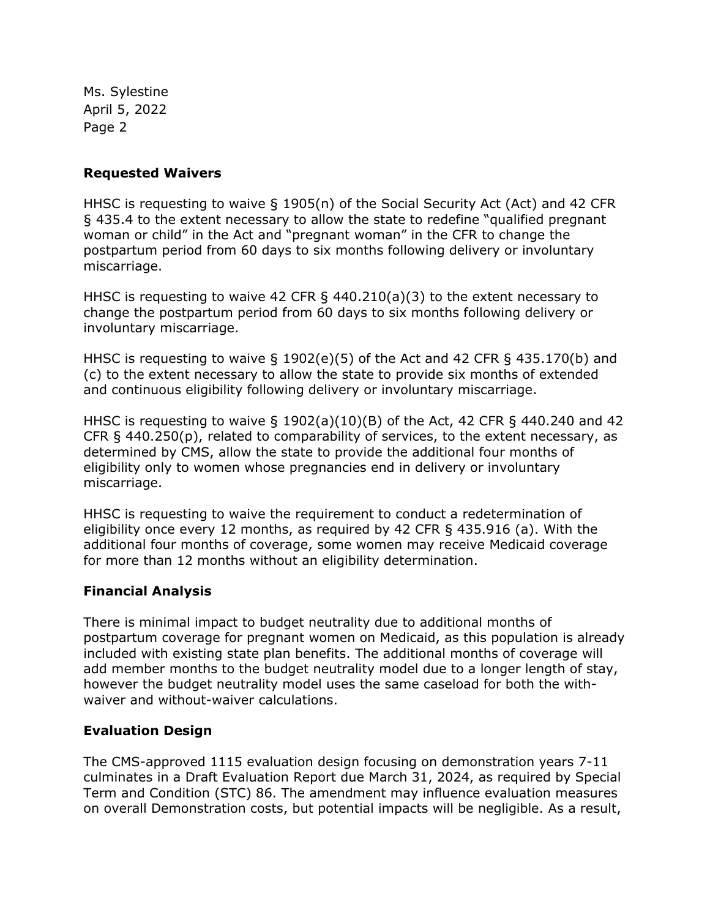## Requested Waivers

HHSC is requesting to waive § 1905(n) of the Social Security Act (Act) and 42 CFR § 435.4 to the extent necessary to allow the state to redefine "qualified pregnant woman or child" in the Act and "pregnant woman" in the CFR to change the postpartum period from 60 days to six months following delivery or involuntary miscarriage.

HHSC is requesting to waive 42 CFR § 440.210(a)(3) to the extent necessary to change the postpartum period from 60 days to six months following delivery or involuntary miscarriage.

HHSC is requesting to waive § 1902(e)(5) of the Act and 42 CFR § 435.170(b) and (c) to the extent necessary to allow the state to provide six months of extended and continuous eligibility following delivery or involuntary miscarriage.

HHSC is requesting to waive § 1902(a)(10)(B) of the Act, 42 CFR § 440.240 and 42 CFR § 440.250(p), related to comparability of services, to the extent necessary, as determined by CMS, allow the state to provide the additional four months of eligibility only to women whose pregnancies end in delivery or involuntary miscarriage.

HHSC is requesting to waive the requirement to conduct a redetermination of eligibility once every 12 months, as required by 42 CFR § 435.916 (a). With the additional four months of coverage, some women may receive Medicaid coverage for more than 12 months without an eligibility determination.

## Financial Analysis

There is minimal impact to budget neutrality due to additional months of postpartum coverage for pregnant women on Medicaid, as this population is already included with existing state plan benefits. The additional months of coverage will add member months to the budget neutrality model due to a longer length of stay, however the budget neutrality model uses the same caseload for both the with-waiver and without-waiver calculations.

## Evaluation Design

The CMS-approved 1115 evaluation design focusing on demonstration years 7-11 culminates in a Draft Evaluation Report due March 31, 2024, as required by Special Term and Condition (STC) 86. The amendment may influence evaluation measures on overall Demonstration costs, but potential impacts will be negligible. As a result,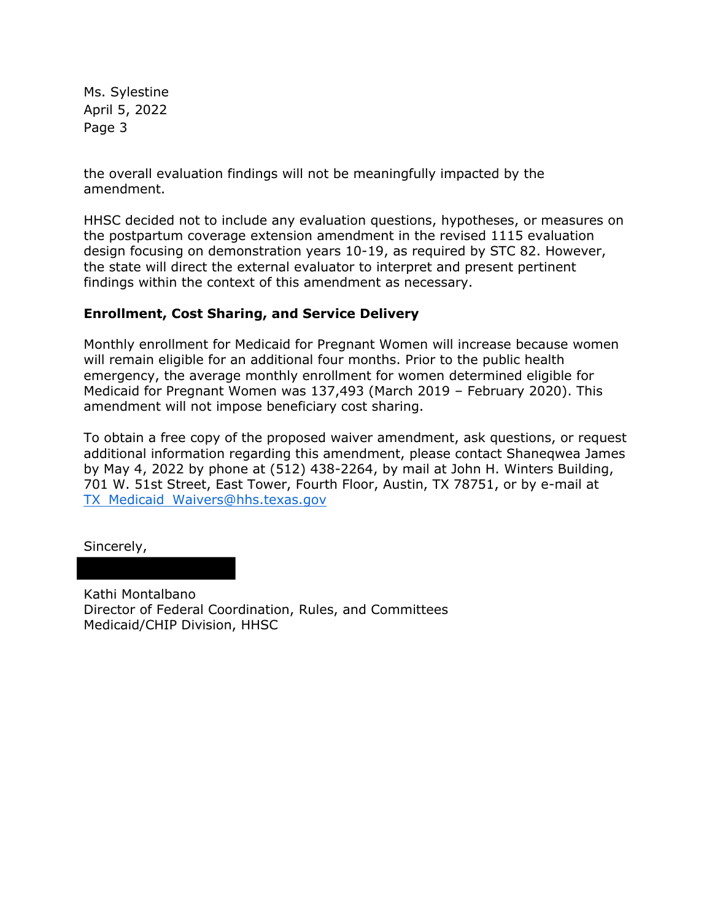the overall evaluation findings will not be meaningfully impacted by the amendment.

HHSC decided not to include any evaluation questions, hypotheses, or measures on the postpartum coverage extension amendment in the revised 1115 evaluation design focusing on demonstration years 10-19, as required by STC 82. However, the state will direct the external evaluator to interpret and present pertinent findings within the context of this amendment as necessary.

**Enrollment, Cost Sharing, and Service Delivery**

Monthly enrollment for Medicaid for Pregnant Women will increase because women will remain eligible for an additional four months. Prior to the public health emergency, the average monthly enrollment for women determined eligible for Medicaid for Pregnant Women was 137,493 (March 2019 – February 2020). This amendment will not impose beneficiary cost sharing.

To obtain a free copy of the proposed waiver amendment, ask questions, or request additional information regarding this amendment, please contact Shaneqwea James by May 4, 2022 by phone at (512) 438-2264, by mail at John H. Winters Building, 701 W. 51st Street, East Tower, Fourth Floor, Austin, TX 78751, or by e-mail at TX_Medicaid_Waivers@hhs.texas.gov

Sincerely,

Kathi Montalbano
Director of Federal Coordination, Rules, and Committees
Medicaid/CHIP Division, HHSC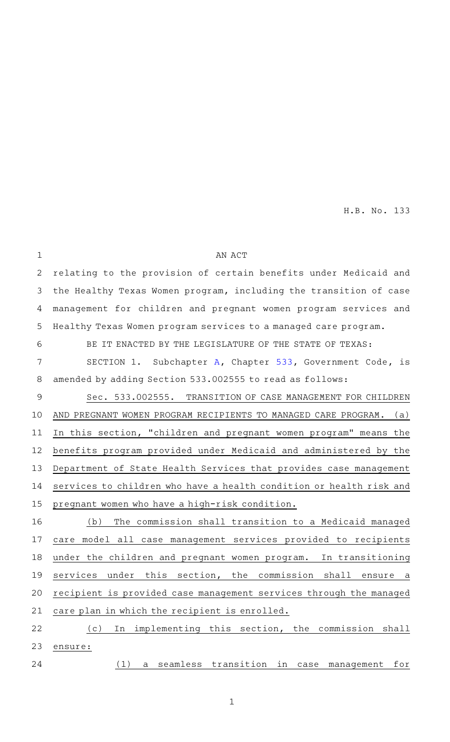H.B. No. 133

AN ACT

relating to the provision of certain benefits under Medicaid and the Healthy Texas Women program, including the transition of case management for children and pregnant women program services and Healthy Texas Women program services to a managed care program.

BE IT ENACTED BY THE LEGISLATURE OF THE STATE OF TEXAS:

SECTION 1. Subchapter A, Chapter 533, Government Code, is amended by adding Section 533.002555 to read as follows:

Sec. 533.002555. TRANSITION OF CASE MANAGEMENT FOR CHILDREN AND PREGNANT WOMEN PROGRAM RECIPIENTS TO MANAGED CARE PROGRAM. (a) In this section, "children and pregnant women program" means the benefits program provided under Medicaid and administered by the Department of State Health Services that provides case management services to children who have a health condition or health risk and pregnant women who have a high-risk condition.

(b) The commission shall transition to a Medicaid managed care model all case management services provided to recipients under the children and pregnant women program. In transitioning services under this section, the commission shall ensure a recipient is provided case management services through the managed care plan in which the recipient is enrolled.

(c) In implementing this section, the commission shall ensure:

(1) a seamless transition in case management for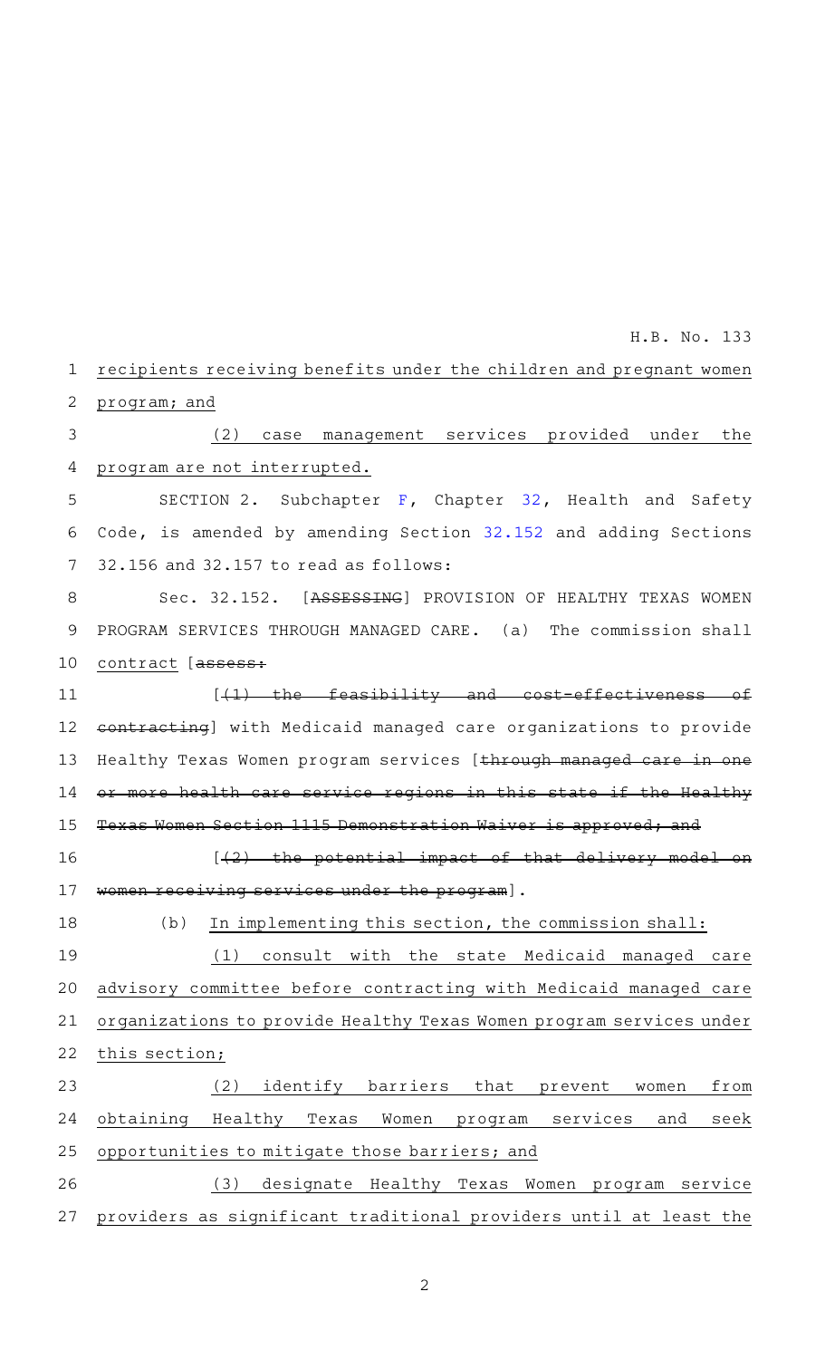recipients receiving benefits under the children and pregnant women program; and

(2) case management services provided under the program are not interrupted.

SECTION 2. Subchapter F, Chapter 32, Health and Safety Code, is amended by amending Section 32.152 and adding Sections 32.156 and 32.157 to read as follows:

Sec. 32.152. [~~ASSESSING~~] PROVISION OF HEALTHY TEXAS WOMEN PROGRAM SERVICES THROUGH MANAGED CARE. (a) The commission shall contract [~~assess:~~

[~~(1) the feasibility and cost-effectiveness of contracting~~] with Medicaid managed care organizations to provide Healthy Texas Women program services [~~through managed care in one or more health care service regions in this state if the Healthy Texas Women Section 1115 Demonstration Waiver is approved; and~~

[~~(2) the potential impact of that delivery model on women receiving services under the program~~].

(b) In implementing this section, the commission shall:

(1) consult with the state Medicaid managed care advisory committee before contracting with Medicaid managed care organizations to provide Healthy Texas Women program services under this section;

(2) identify barriers that prevent women from obtaining Healthy Texas Women program services and seek opportunities to mitigate those barriers; and

(3) designate Healthy Texas Women program service providers as significant traditional providers until at least the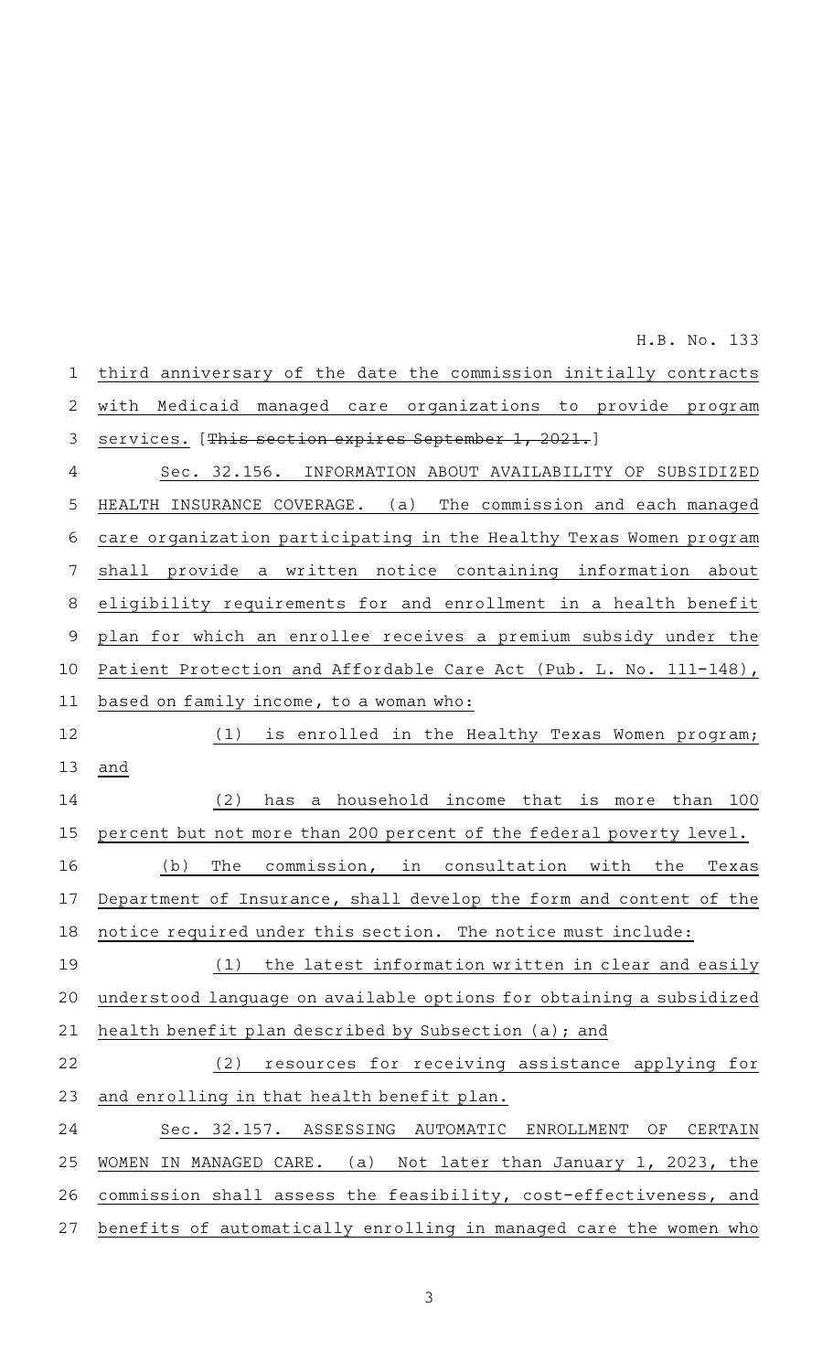third anniversary of the date the commission initially contracts with Medicaid managed care organizations to provide program services. [This section expires September 1, 2021.]

Sec. 32.156. INFORMATION ABOUT AVAILABILITY OF SUBSIDIZED HEALTH INSURANCE COVERAGE. (a) The commission and each managed care organization participating in the Healthy Texas Women program shall provide a written notice containing information about eligibility requirements for and enrollment in a health benefit plan for which an enrollee receives a premium subsidy under the Patient Protection and Affordable Care Act (Pub. L. No. 111-148), based on family income, to a woman who:

(1) is enrolled in the Healthy Texas Women program; and

(2) has a household income that is more than 100 percent but not more than 200 percent of the federal poverty level.

(b) The commission, in consultation with the Texas Department of Insurance, shall develop the form and content of the notice required under this section. The notice must include:

(1) the latest information written in clear and easily understood language on available options for obtaining a subsidized health benefit plan described by Subsection (a); and

(2) resources for receiving assistance applying for and enrolling in that health benefit plan.

Sec. 32.157. ASSESSING AUTOMATIC ENROLLMENT OF CERTAIN WOMEN IN MANAGED CARE. (a) Not later than January 1, 2023, the commission shall assess the feasibility, cost-effectiveness, and benefits of automatically enrolling in managed care the women who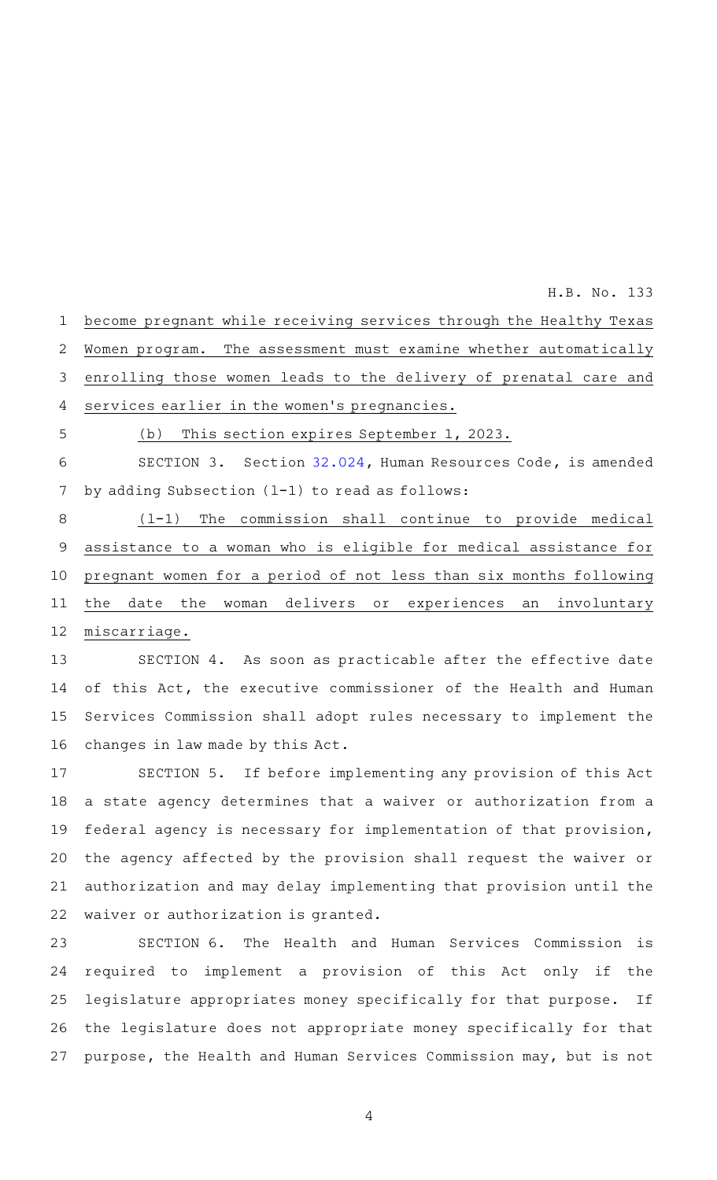become pregnant while receiving services through the Healthy Texas Women program. The assessment must examine whether automatically enrolling those women leads to the delivery of prenatal care and services earlier in the women's pregnancies.

(b) This section expires September 1, 2023.

SECTION 3. Section 32.024, Human Resources Code, is amended by adding Subsection (l-1) to read as follows:

(l-1) The commission shall continue to provide medical assistance to a woman who is eligible for medical assistance for pregnant women for a period of not less than six months following the date the woman delivers or experiences an involuntary miscarriage.

SECTION 4. As soon as practicable after the effective date of this Act, the executive commissioner of the Health and Human Services Commission shall adopt rules necessary to implement the changes in law made by this Act.

SECTION 5. If before implementing any provision of this Act a state agency determines that a waiver or authorization from a federal agency is necessary for implementation of that provision, the agency affected by the provision shall request the waiver or authorization and may delay implementing that provision until the waiver or authorization is granted.

SECTION 6. The Health and Human Services Commission is required to implement a provision of this Act only if the legislature appropriates money specifically for that purpose. If the legislature does not appropriate money specifically for that purpose, the Health and Human Services Commission may, but is not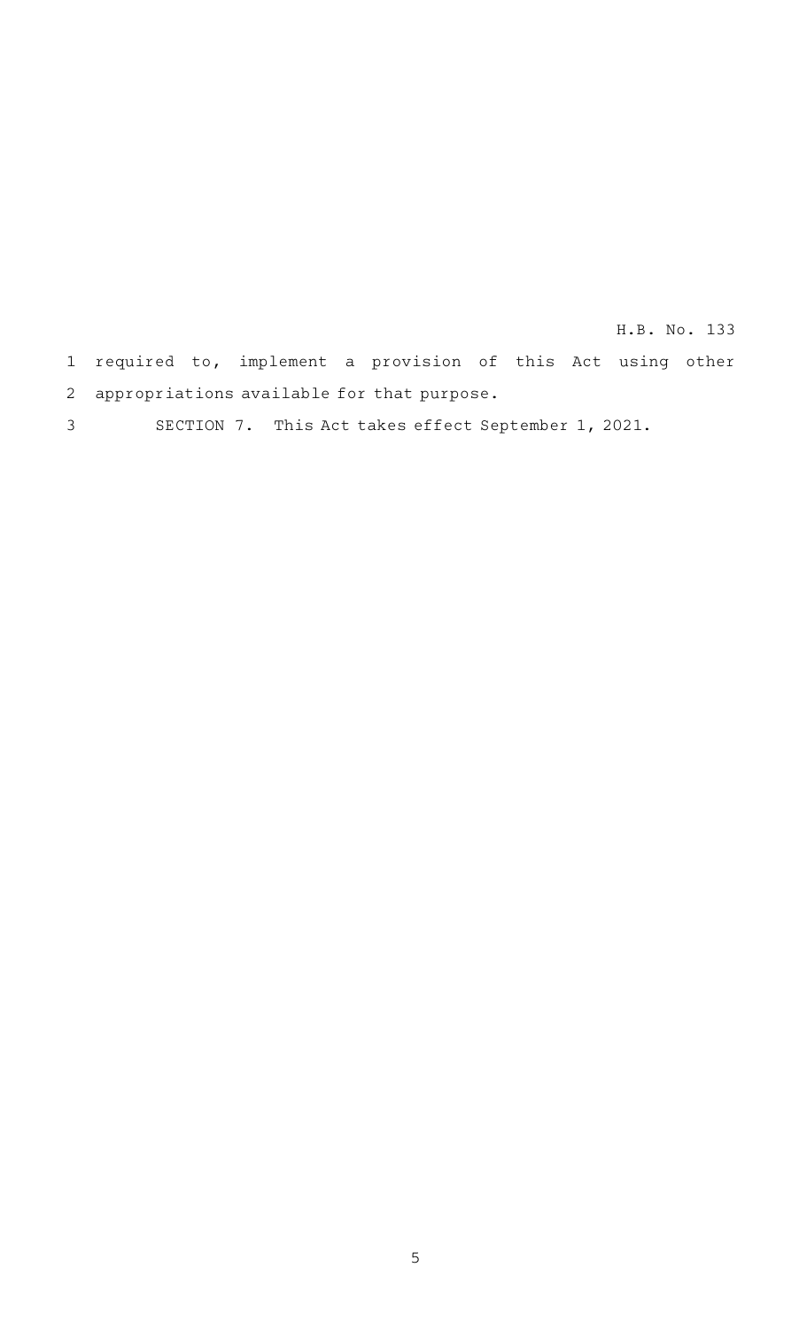required to, implement a provision of this Act using other appropriations available for that purpose.

SECTION 7. This Act takes effect September 1, 2021.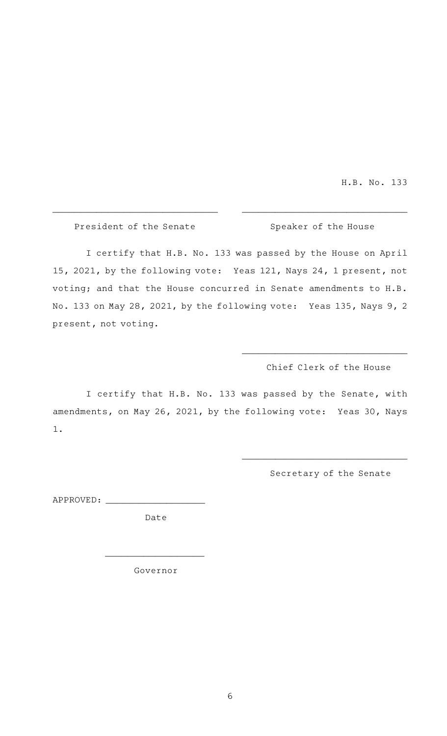H.B. No. 133

______________________________ ______________________________

President of the Senate Speaker of the House

I certify that H.B. No. 133 was passed by the House on April 15, 2021, by the following vote: Yeas 121, Nays 24, 1 present, not voting; and that the House concurred in Senate amendments to H.B. No. 133 on May 28, 2021, by the following vote: Yeas 135, Nays 9, 2 present, not voting.

______________________________

Chief Clerk of the House

I certify that H.B. No. 133 was passed by the Senate, with amendments, on May 26, 2021, by the following vote: Yeas 30, Nays 1.

______________________________

Secretary of the Senate

APPROVED: __________________

Date

__________________

Governor